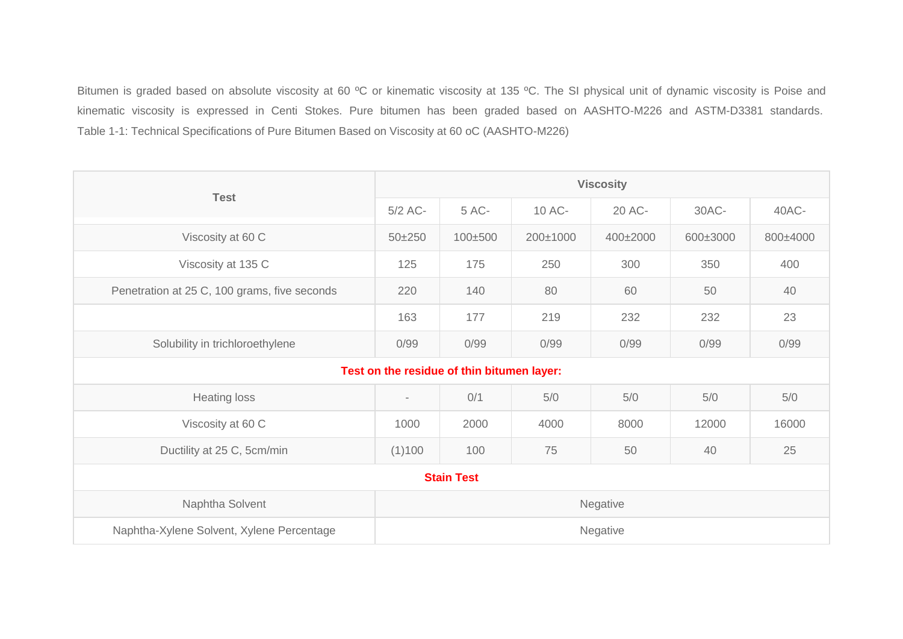Bitumen is graded based on absolute viscosity at 60 ºC or kinematic viscosity at 135 ºC. The SI physical unit of dynamic viscosity is Poise and kinematic viscosity is expressed in Centi Stokes. Pure bitumen has been graded based on AASHTO-M226 and ASTM-D3381 standards. Table 1-1: Technical Specifications of Pure Bitumen Based on Viscosity at 60 oC (AASHTO-M226)

| Test | Viscosity | | | | | |
|---|---|---|---|---|---|---|
| | 5/2 AC- | 5 AC- | 10 AC- | 20 AC- | 30AC- | 40AC- |
| Viscosity at 60 C | 50±250 | 100±500 | 200±1000 | 400±2000 | 600±3000 | 800±4000 |
| Viscosity at 135 C | 125 | 175 | 250 | 300 | 350 | 400 |
| Penetration at 25 C, 100 grams, five seconds | 220 | 140 | 80 | 60 | 50 | 40 |
| | 163 | 177 | 219 | 232 | 232 | 23 |
| Solubility in trichloroethylene | 0/99 | 0/99 | 0/99 | 0/99 | 0/99 | 0/99 |
| **Test on the residue of thin bitumen layer:** | | | | | | |
| Heating loss | - | 0/1 | 5/0 | 5/0 | 5/0 | 5/0 |
| Viscosity at 60 C | 1000 | 2000 | 4000 | 8000 | 12000 | 16000 |
| Ductility at 25 C, 5cm/min | (1)100 | 100 | 75 | 50 | 40 | 25 |
| **Stain Test** | | | | | | |
| Naphtha Solvent | Negative | | | | | |
| Naphtha-Xylene Solvent, Xylene Percentage | Negative | | | | | |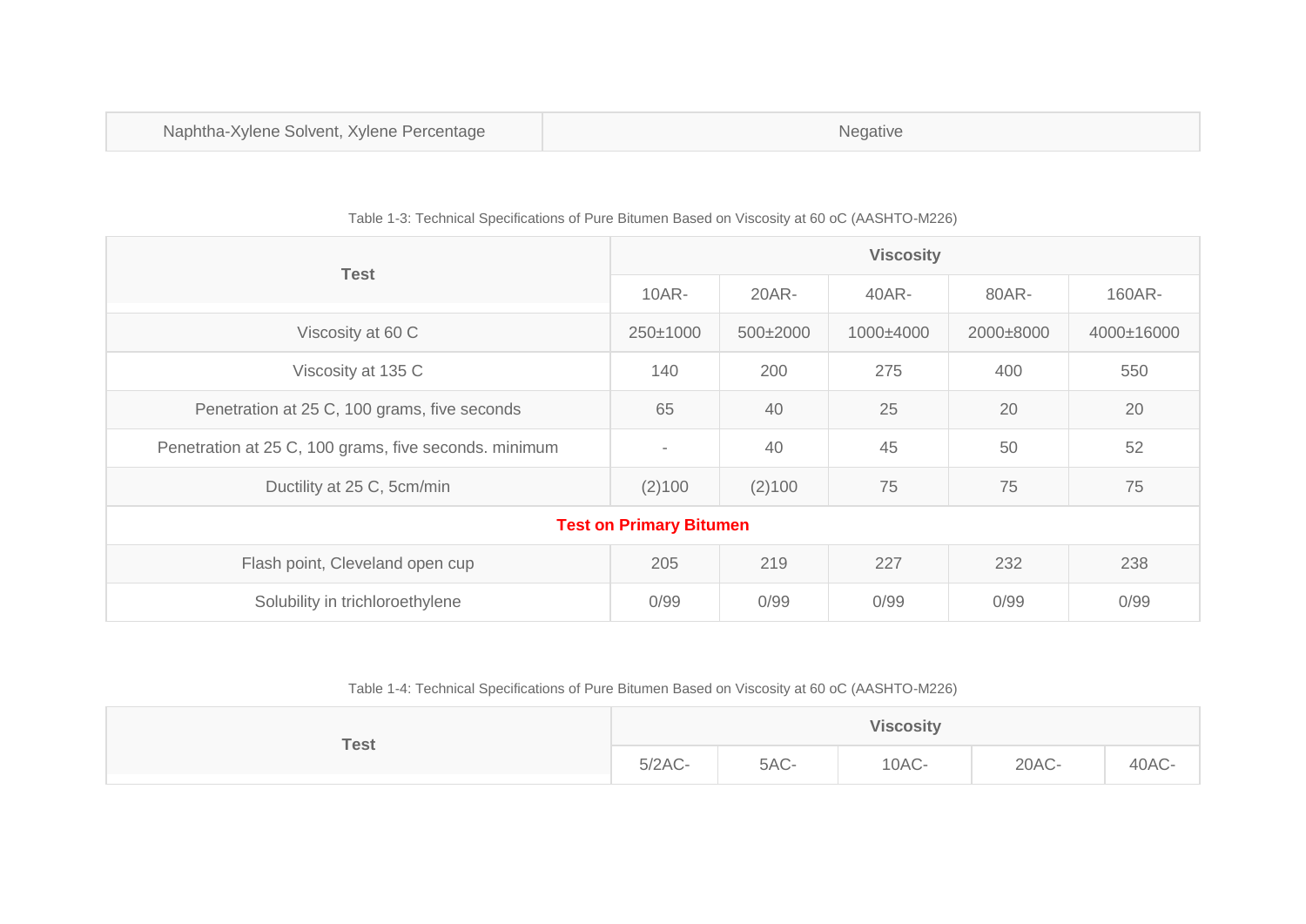| Naphtha-Xylene Solvent, Xylene Percentage | Negative |
|---|---|

Table 1-3: Technical Specifications of Pure Bitumen Based on Viscosity at 60 oC (AASHTO-M226)

| Test | Viscosity | | | | |
|---|---|---|---|---|---|
| | 10AR- | 20AR- | 40AR- | 80AR- | 160AR- |
| Viscosity at 60 C | 250±1000 | 500±2000 | 1000±4000 | 2000±8000 | 4000±16000 |
| Viscosity at 135 C | 140 | 200 | 275 | 400 | 550 |
| Penetration at 25 C, 100 grams, five seconds | 65 | 40 | 25 | 20 | 20 |
| Penetration at 25 C, 100 grams, five seconds. minimum | - | 40 | 45 | 50 | 52 |
| Ductility at 25 C, 5cm/min | (2)100 | (2)100 | 75 | 75 | 75 |
| **Test on Primary Bitumen** | | | | | |
| Flash point, Cleveland open cup | 205 | 219 | 227 | 232 | 238 |
| Solubility in trichloroethylene | 0/99 | 0/99 | 0/99 | 0/99 | 0/99 |

Table 1-4: Technical Specifications of Pure Bitumen Based on Viscosity at 60 oC (AASHTO-M226)

| Test | Viscosity | | | | |
|---|---|---|---|---|---|
| | 5/2AC- | 5AC- | 10AC- | 20AC- | 40AC- |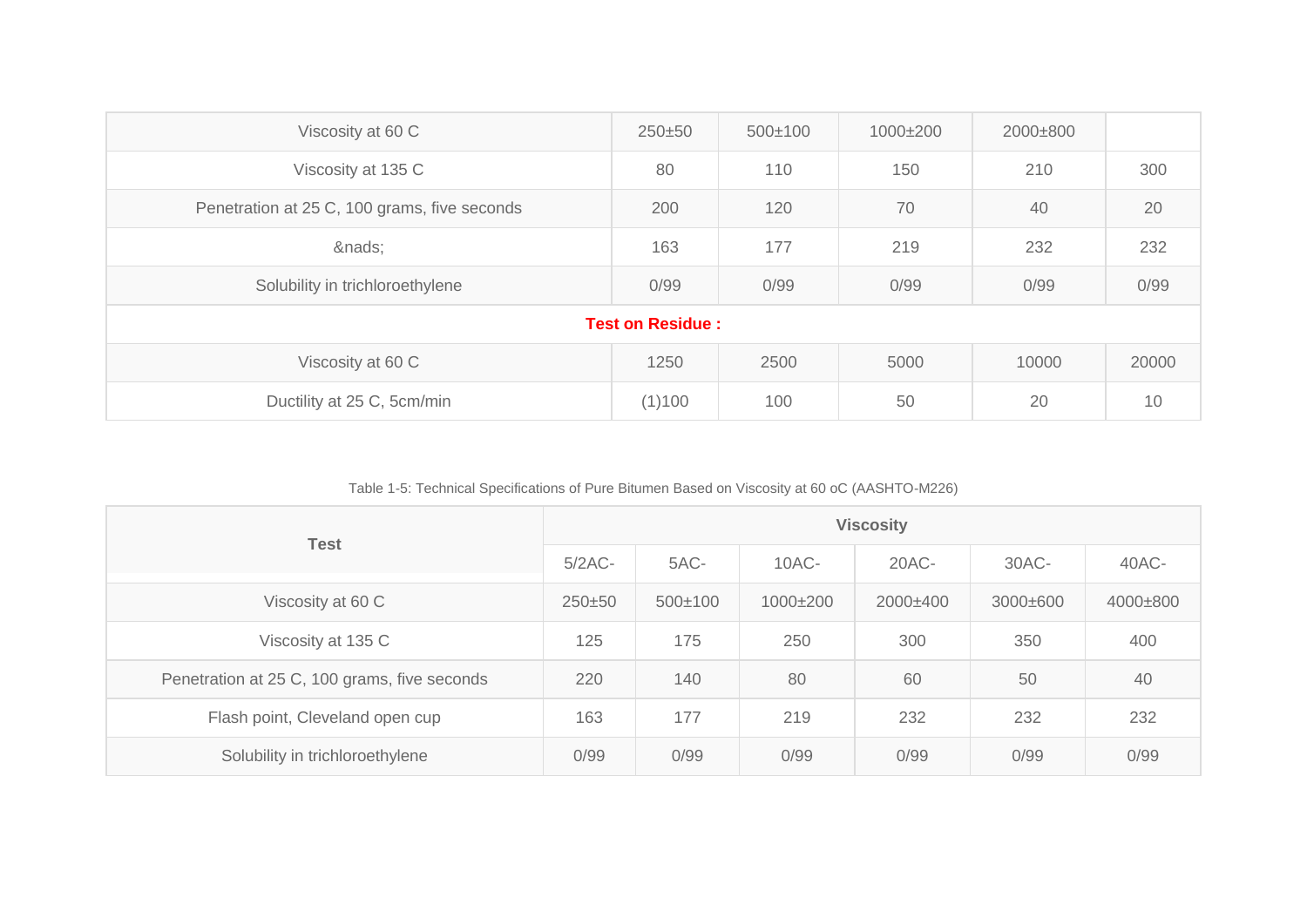| Viscosity at 60 C | 250±50 | 500±100 | 1000±200 | 2000±800 | |
|---|---|---|---|---|---|
| Viscosity at 135 C | 80 | 110 | 150 | 210 | 300 |
| Penetration at 25 C, 100 grams, five seconds | 200 | 120 | 70 | 40 | 20 |
| &nads; | 163 | 177 | 219 | 232 | 232 |
| Solubility in trichloroethylene | 0/99 | 0/99 | 0/99 | 0/99 | 0/99 |
| **Test on Residue :** | | | | | |
| Viscosity at 60 C | 1250 | 2500 | 5000 | 10000 | 20000 |
| Ductility at 25 C, 5cm/min | (1)100 | 100 | 50 | 20 | 10 |

Table 1-5: Technical Specifications of Pure Bitumen Based on Viscosity at 60 oC (AASHTO-M226)

| Test | Viscosity | | | | | |
|---|---|---|---|---|---|---|
| | 5/2AC- | 5AC- | 10AC- | 20AC- | 30AC- | 40AC- |
| Viscosity at 60 C | 250±50 | 500±100 | 1000±200 | 2000±400 | 3000±600 | 4000±800 |
| Viscosity at 135 C | 125 | 175 | 250 | 300 | 350 | 400 |
| Penetration at 25 C, 100 grams, five seconds | 220 | 140 | 80 | 60 | 50 | 40 |
| Flash point, Cleveland open cup | 163 | 177 | 219 | 232 | 232 | 232 |
| Solubility in trichloroethylene | 0/99 | 0/99 | 0/99 | 0/99 | 0/99 | 0/99 |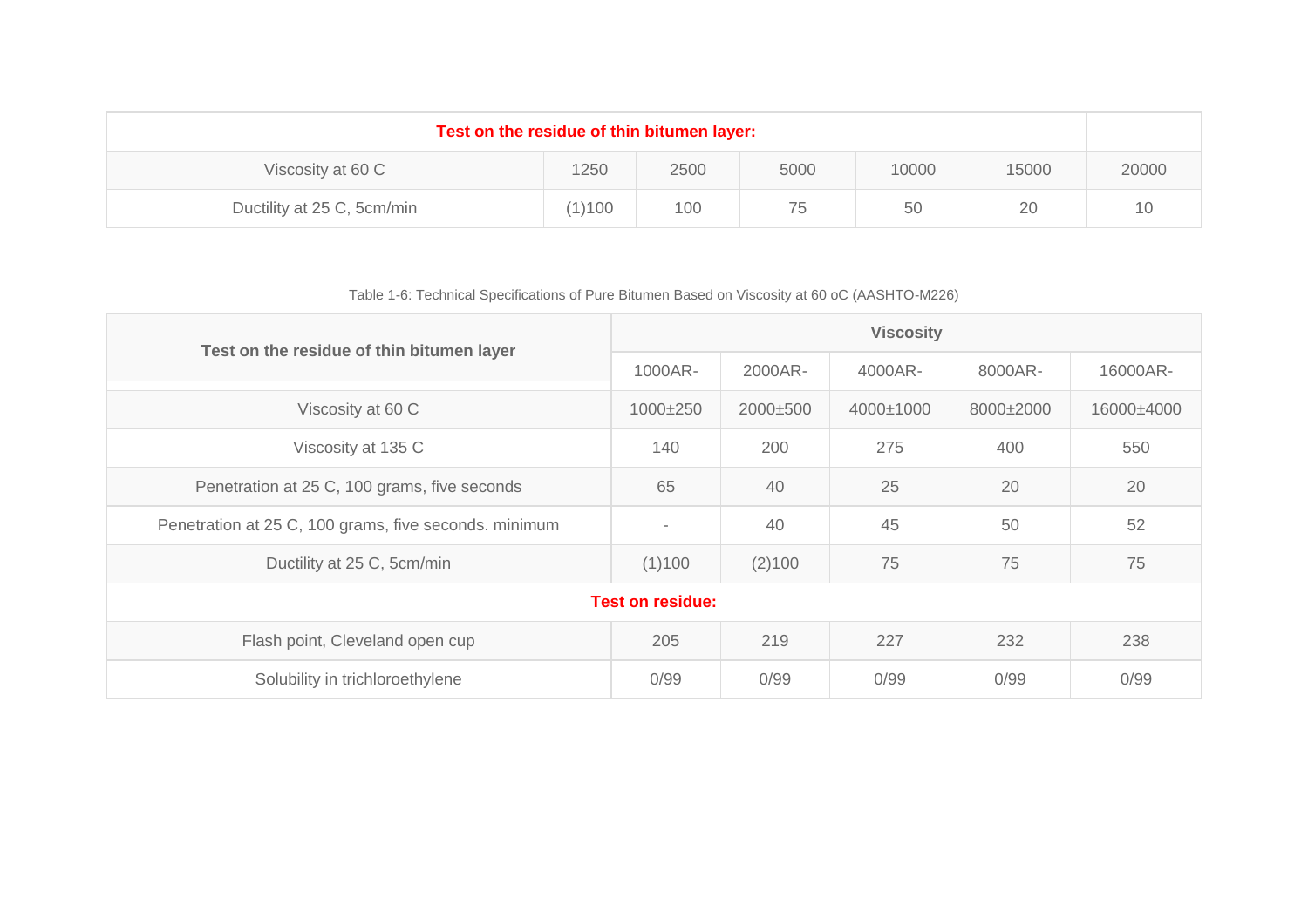| Test on the residue of thin bitumen layer: | | | | | | |
|---|---|---|---|---|---|---|
| Viscosity at 60 C | 1250 | 2500 | 5000 | 10000 | 15000 | 20000 |
| Ductility at 25 C, 5cm/min | (1)100 | 100 | 75 | 50 | 20 | 10 |

Table 1-6: Technical Specifications of Pure Bitumen Based on Viscosity at 60 oC (AASHTO-M226)

| Test on the residue of thin bitumen layer | Viscosity | | | | |
|---|---|---|---|---|---|
| | 1000AR- | 2000AR- | 4000AR- | 8000AR- | 16000AR- |
| Viscosity at 60 C | 1000±250 | 2000±500 | 4000±1000 | 8000±2000 | 16000±4000 |
| Viscosity at 135 C | 140 | 200 | 275 | 400 | 550 |
| Penetration at 25 C, 100 grams, five seconds | 65 | 40 | 25 | 20 | 20 |
| Penetration at 25 C, 100 grams, five seconds. minimum | - | 40 | 45 | 50 | 52 |
| Ductility at 25 C, 5cm/min | (1)100 | (2)100 | 75 | 75 | 75 |
| **Test on residue:** | | | | | |
| Flash point, Cleveland open cup | 205 | 219 | 227 | 232 | 238 |
| Solubility in trichloroethylene | 0/99 | 0/99 | 0/99 | 0/99 | 0/99 |